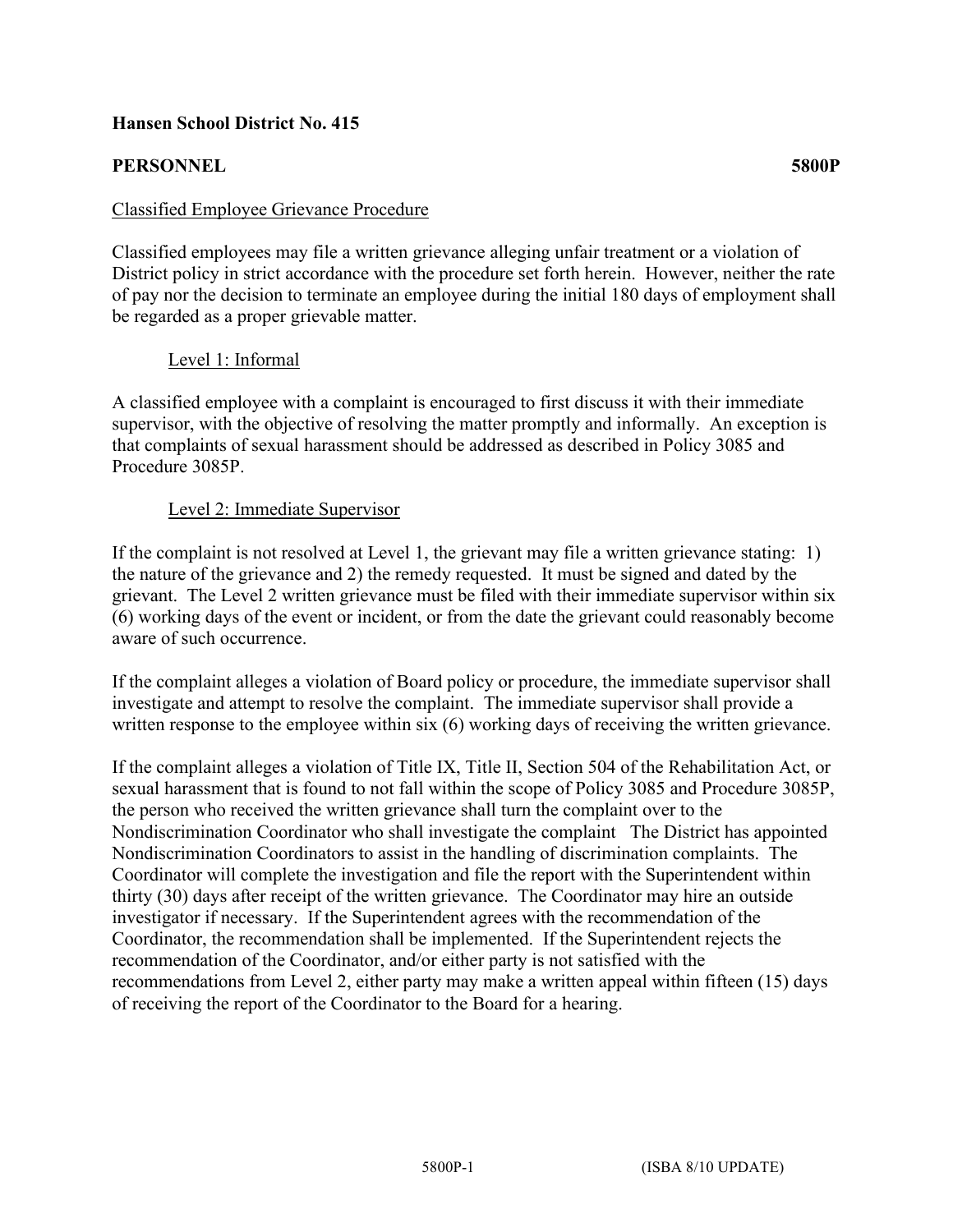**Hansen School District No. 415**

**PERSONNEL** **5800P**

Classified Employee Grievance Procedure

Classified employees may file a written grievance alleging unfair treatment or a violation of District policy in strict accordance with the procedure set forth herein. However, neither the rate of pay nor the decision to terminate an employee during the initial 180 days of employment shall be regarded as a proper grievable matter.

Level 1: Informal

A classified employee with a complaint is encouraged to first discuss it with their immediate supervisor, with the objective of resolving the matter promptly and informally. An exception is that complaints of sexual harassment should be addressed as described in Policy 3085 and Procedure 3085P.

Level 2: Immediate Supervisor

If the complaint is not resolved at Level 1, the grievant may file a written grievance stating: 1) the nature of the grievance and 2) the remedy requested. It must be signed and dated by the grievant. The Level 2 written grievance must be filed with their immediate supervisor within six (6) working days of the event or incident, or from the date the grievant could reasonably become aware of such occurrence.

If the complaint alleges a violation of Board policy or procedure, the immediate supervisor shall investigate and attempt to resolve the complaint. The immediate supervisor shall provide a written response to the employee within six (6) working days of receiving the written grievance.

If the complaint alleges a violation of Title IX, Title II, Section 504 of the Rehabilitation Act, or sexual harassment that is found to not fall within the scope of Policy 3085 and Procedure 3085P, the person who received the written grievance shall turn the complaint over to the Nondiscrimination Coordinator who shall investigate the complaint The District has appointed Nondiscrimination Coordinators to assist in the handling of discrimination complaints. The Coordinator will complete the investigation and file the report with the Superintendent within thirty (30) days after receipt of the written grievance. The Coordinator may hire an outside investigator if necessary. If the Superintendent agrees with the recommendation of the Coordinator, the recommendation shall be implemented. If the Superintendent rejects the recommendation of the Coordinator, and/or either party is not satisfied with the recommendations from Level 2, either party may make a written appeal within fifteen (15) days of receiving the report of the Coordinator to the Board for a hearing.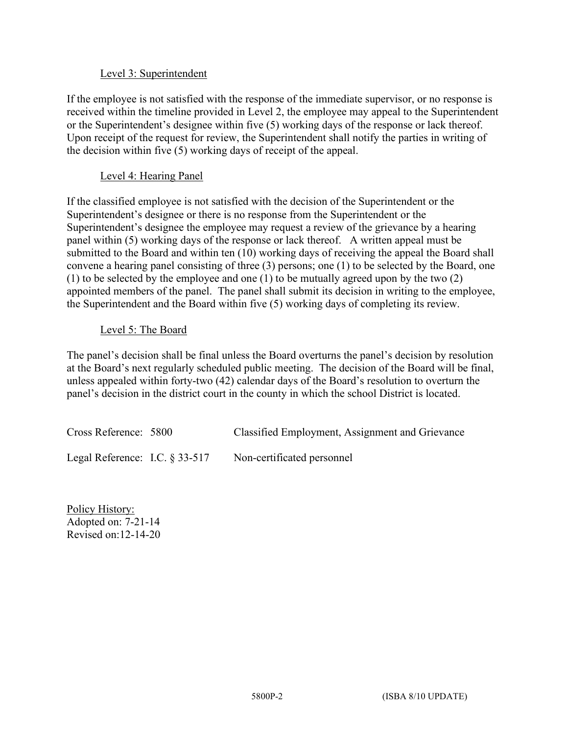Level 3: Superintendent

If the employee is not satisfied with the response of the immediate supervisor, or no response is received within the timeline provided in Level 2, the employee may appeal to the Superintendent or the Superintendent's designee within five (5) working days of the response or lack thereof. Upon receipt of the request for review, the Superintendent shall notify the parties in writing of the decision within five (5) working days of receipt of the appeal.

Level 4: Hearing Panel

If the classified employee is not satisfied with the decision of the Superintendent or the Superintendent's designee or there is no response from the Superintendent or the Superintendent's designee the employee may request a review of the grievance by a hearing panel within (5) working days of the response or lack thereof. A written appeal must be submitted to the Board and within ten (10) working days of receiving the appeal the Board shall convene a hearing panel consisting of three (3) persons; one (1) to be selected by the Board, one (1) to be selected by the employee and one (1) to be mutually agreed upon by the two (2) appointed members of the panel. The panel shall submit its decision in writing to the employee, the Superintendent and the Board within five (5) working days of completing its review.

Level 5: The Board

The panel's decision shall be final unless the Board overturns the panel's decision by resolution at the Board's next regularly scheduled public meeting. The decision of the Board will be final, unless appealed within forty-two (42) calendar days of the Board's resolution to overturn the panel's decision in the district court in the county in which the school District is located.

| | |
|---|---|
| Cross Reference: 5800 | Classified Employment, Assignment and Grievance |
| Legal Reference: I.C. § 33-517 | Non-certificated personnel |

Policy History:
Adopted on: 7-21-14
Revised on:12-14-20

5800P-2 (ISBA 8/10 UPDATE)